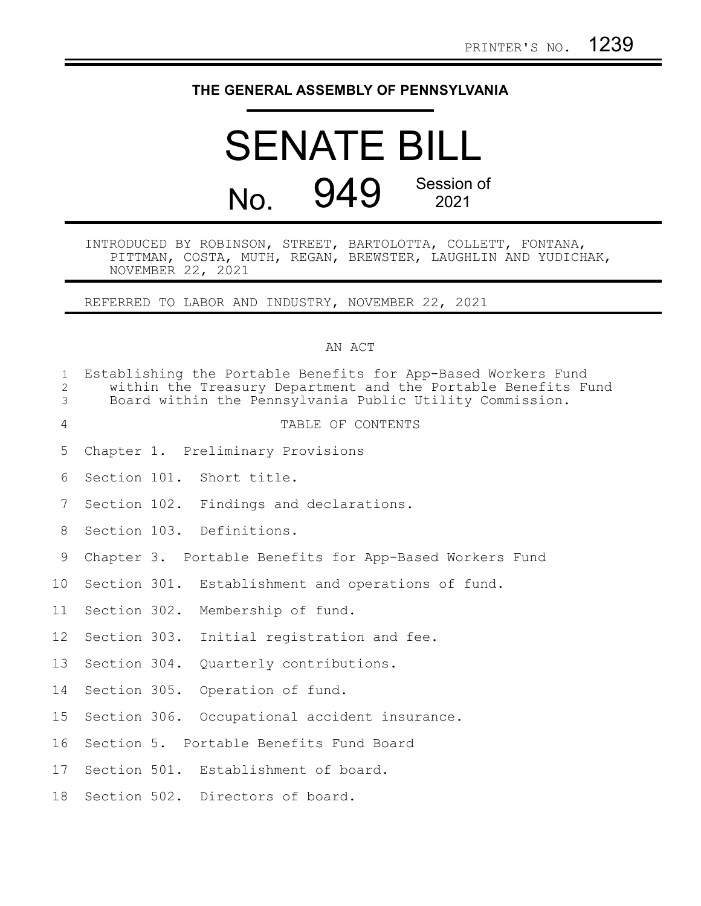PRINTER'S NO. 1239

# THE GENERAL ASSEMBLY OF PENNSYLVANIA

# SENATE BILL

# No. 949 Session of 2021

INTRODUCED BY ROBINSON, STREET, BARTOLOTTA, COLLETT, FONTANA, PITTMAN, COSTA, MUTH, REGAN, BREWSTER, LAUGHLIN AND YUDICHAK, NOVEMBER 22, 2021

REFERRED TO LABOR AND INDUSTRY, NOVEMBER 22, 2021

## AN ACT

Establishing the Portable Benefits for App-Based Workers Fund within the Treasury Department and the Portable Benefits Fund Board within the Pennsylvania Public Utility Commission.

TABLE OF CONTENTS

Chapter 1. Preliminary Provisions

Section 101. Short title.

Section 102. Findings and declarations.

Section 103. Definitions.

Chapter 3. Portable Benefits for App-Based Workers Fund

Section 301. Establishment and operations of fund.

Section 302. Membership of fund.

Section 303. Initial registration and fee.

Section 304. Quarterly contributions.

Section 305. Operation of fund.

Section 306. Occupational accident insurance.

Section 5. Portable Benefits Fund Board

Section 501. Establishment of board.

Section 502. Directors of board.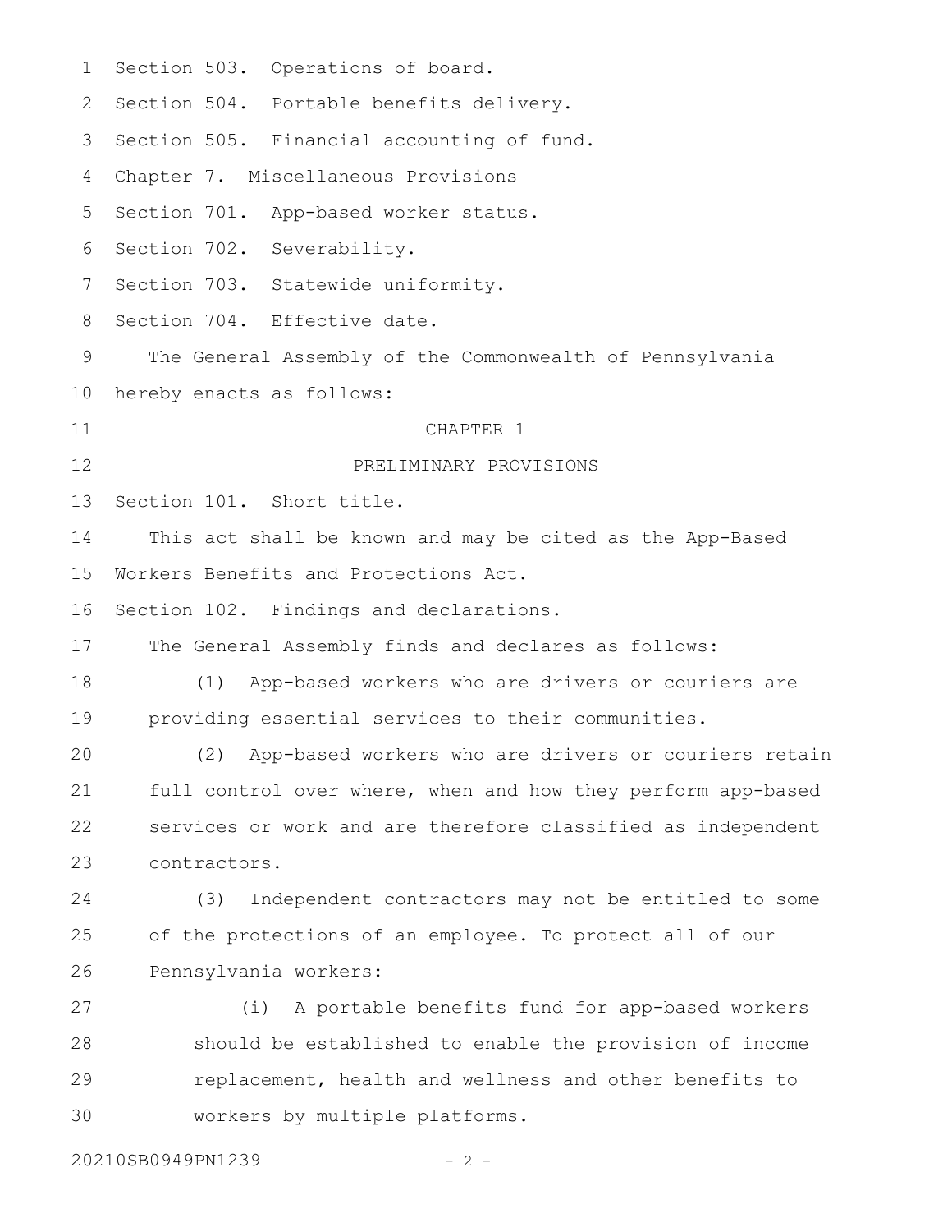Section 503. Operations of board.
Section 504. Portable benefits delivery.
Section 505. Financial accounting of fund.
Chapter 7. Miscellaneous Provisions
Section 701. App-based worker status.
Section 702. Severability.
Section 703. Statewide uniformity.
Section 704. Effective date.

The General Assembly of the Commonwealth of Pennsylvania hereby enacts as follows:

## CHAPTER 1

## PRELIMINARY PROVISIONS

Section 101. Short title.

This act shall be known and may be cited as the App-Based Workers Benefits and Protections Act.

Section 102. Findings and declarations.

The General Assembly finds and declares as follows:

(1) App-based workers who are drivers or couriers are providing essential services to their communities.

(2) App-based workers who are drivers or couriers retain full control over where, when and how they perform app-based services or work and are therefore classified as independent contractors.

(3) Independent contractors may not be entitled to some of the protections of an employee. To protect all of our Pennsylvania workers:

(i) A portable benefits fund for app-based workers should be established to enable the provision of income replacement, health and wellness and other benefits to workers by multiple platforms.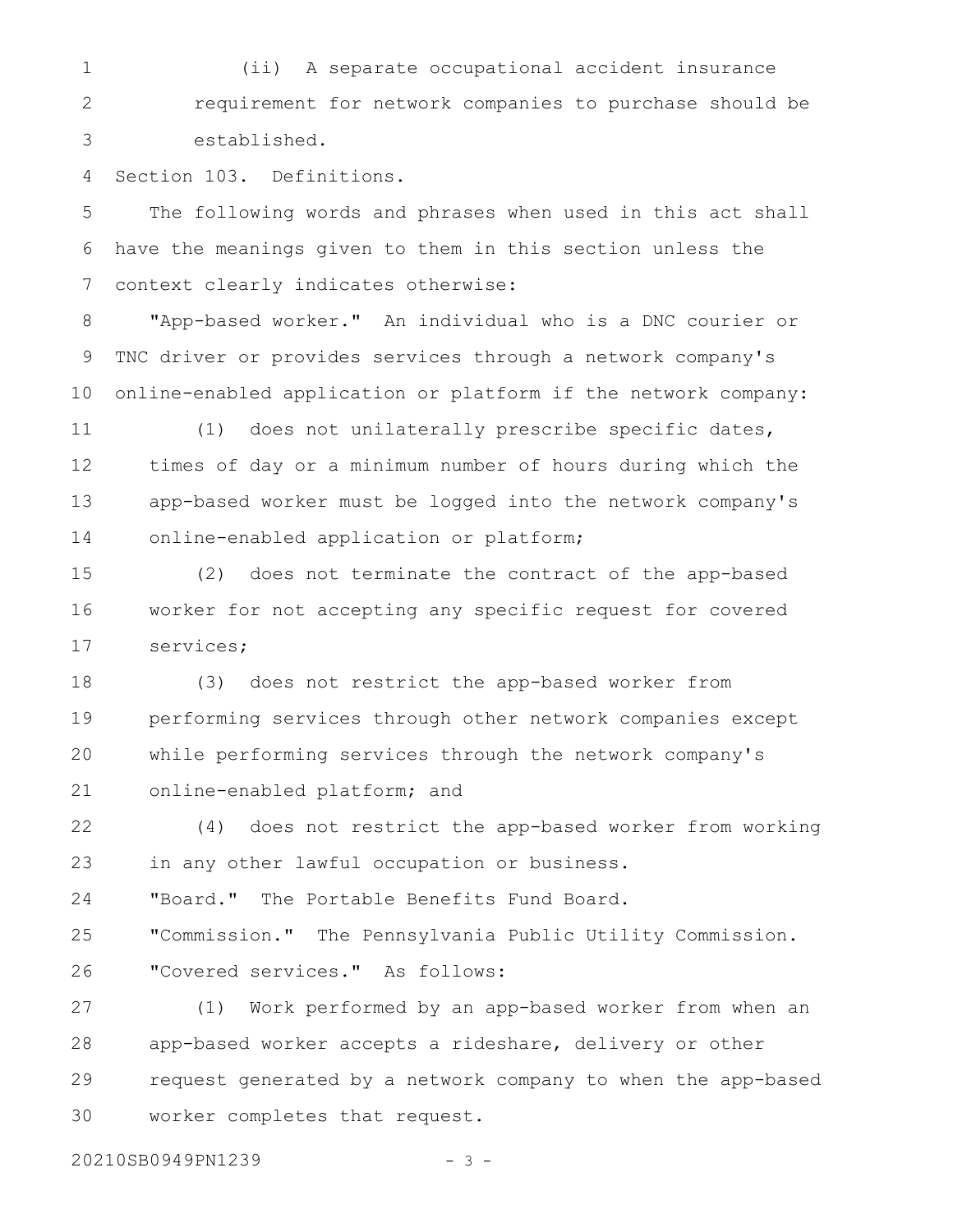(ii) A separate occupational accident insurance requirement for network companies to purchase should be established.

Section 103. Definitions.

The following words and phrases when used in this act shall have the meanings given to them in this section unless the context clearly indicates otherwise:

"App-based worker." An individual who is a DNC courier or TNC driver or provides services through a network company's online-enabled application or platform if the network company:

(1) does not unilaterally prescribe specific dates, times of day or a minimum number of hours during which the app-based worker must be logged into the network company's online-enabled application or platform;

(2) does not terminate the contract of the app-based worker for not accepting any specific request for covered services;

(3) does not restrict the app-based worker from performing services through other network companies except while performing services through the network company's online-enabled platform; and

(4) does not restrict the app-based worker from working in any other lawful occupation or business.

"Board." The Portable Benefits Fund Board.

"Commission." The Pennsylvania Public Utility Commission.

"Covered services." As follows:

(1) Work performed by an app-based worker from when an app-based worker accepts a rideshare, delivery or other request generated by a network company to when the app-based worker completes that request.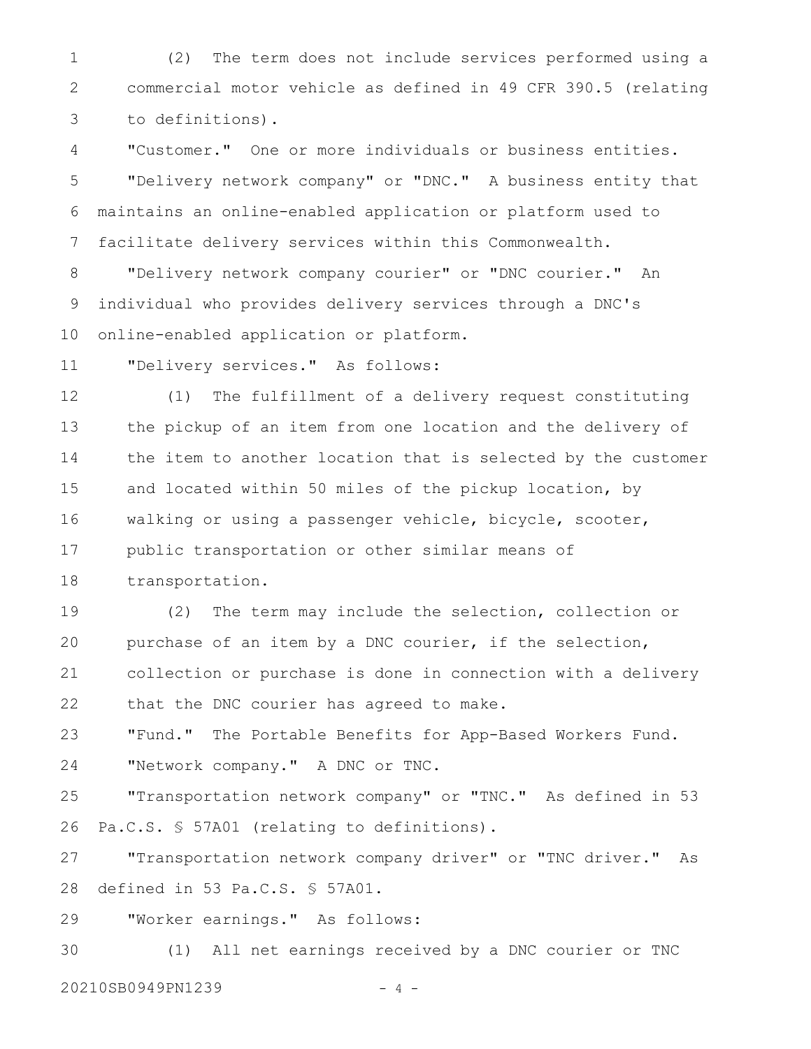(2) The term does not include services performed using a commercial motor vehicle as defined in 49 CFR 390.5 (relating to definitions).

"Customer." One or more individuals or business entities.

"Delivery network company" or "DNC." A business entity that maintains an online-enabled application or platform used to facilitate delivery services within this Commonwealth.

"Delivery network company courier" or "DNC courier." An individual who provides delivery services through a DNC's online-enabled application or platform.

"Delivery services." As follows:

(1) The fulfillment of a delivery request constituting the pickup of an item from one location and the delivery of the item to another location that is selected by the customer and located within 50 miles of the pickup location, by walking or using a passenger vehicle, bicycle, scooter, public transportation or other similar means of transportation.

(2) The term may include the selection, collection or purchase of an item by a DNC courier, if the selection, collection or purchase is done in connection with a delivery that the DNC courier has agreed to make.

"Fund." The Portable Benefits for App-Based Workers Fund.

"Network company." A DNC or TNC.

"Transportation network company" or "TNC." As defined in 53 Pa.C.S. § 57A01 (relating to definitions).

"Transportation network company driver" or "TNC driver." As defined in 53 Pa.C.S. § 57A01.

"Worker earnings." As follows:

(1) All net earnings received by a DNC courier or TNC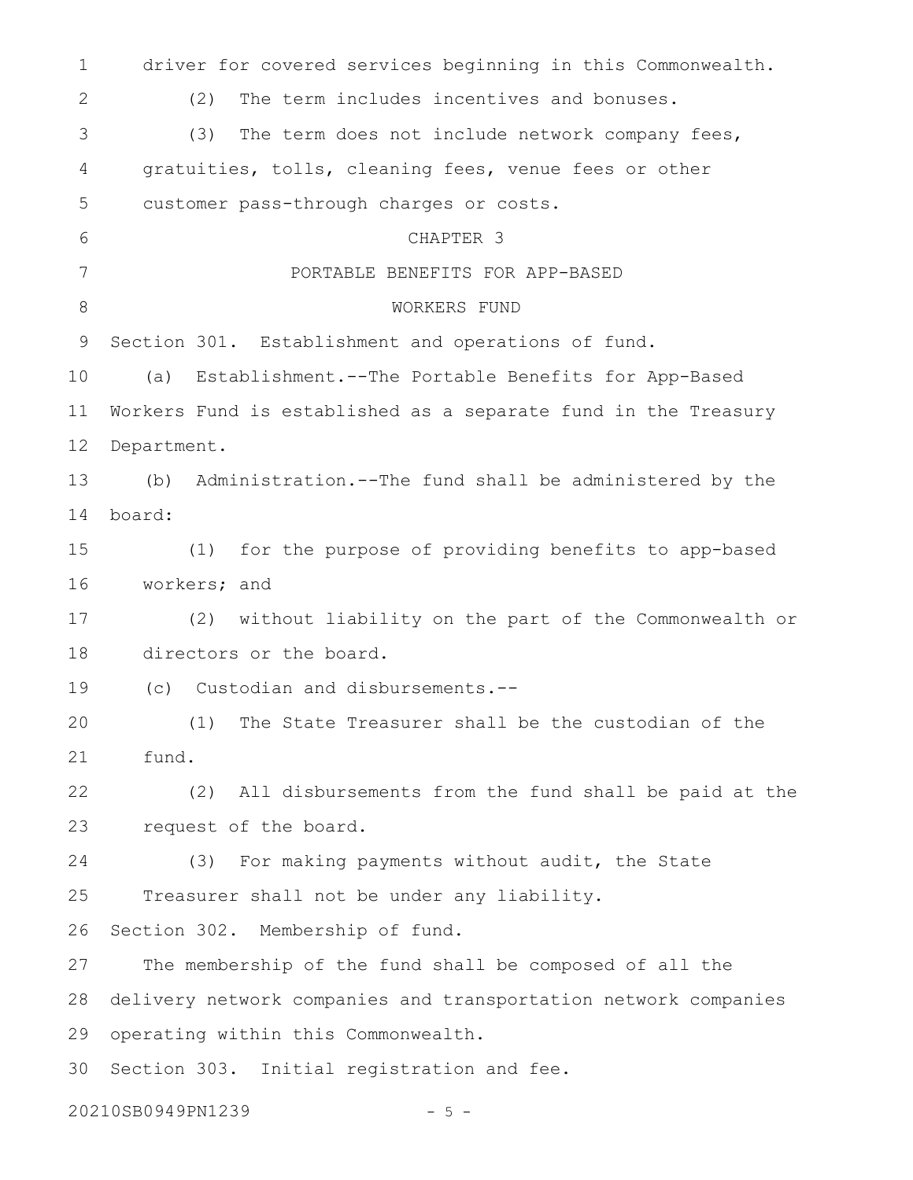driver for covered services beginning in this Commonwealth.

(2) The term includes incentives and bonuses.

(3) The term does not include network company fees, gratuities, tolls, cleaning fees, venue fees or other customer pass-through charges or costs.

CHAPTER 3

PORTABLE BENEFITS FOR APP-BASED WORKERS FUND

Section 301. Establishment and operations of fund.

(a) Establishment.--The Portable Benefits for App-Based Workers Fund is established as a separate fund in the Treasury Department.

(b) Administration.--The fund shall be administered by the board:

(1) for the purpose of providing benefits to app-based workers; and

(2) without liability on the part of the Commonwealth or directors or the board.

(c) Custodian and disbursements.--

(1) The State Treasurer shall be the custodian of the fund.

(2) All disbursements from the fund shall be paid at the request of the board.

(3) For making payments without audit, the State Treasurer shall not be under any liability.

Section 302. Membership of fund.

The membership of the fund shall be composed of all the delivery network companies and transportation network companies operating within this Commonwealth.

Section 303. Initial registration and fee.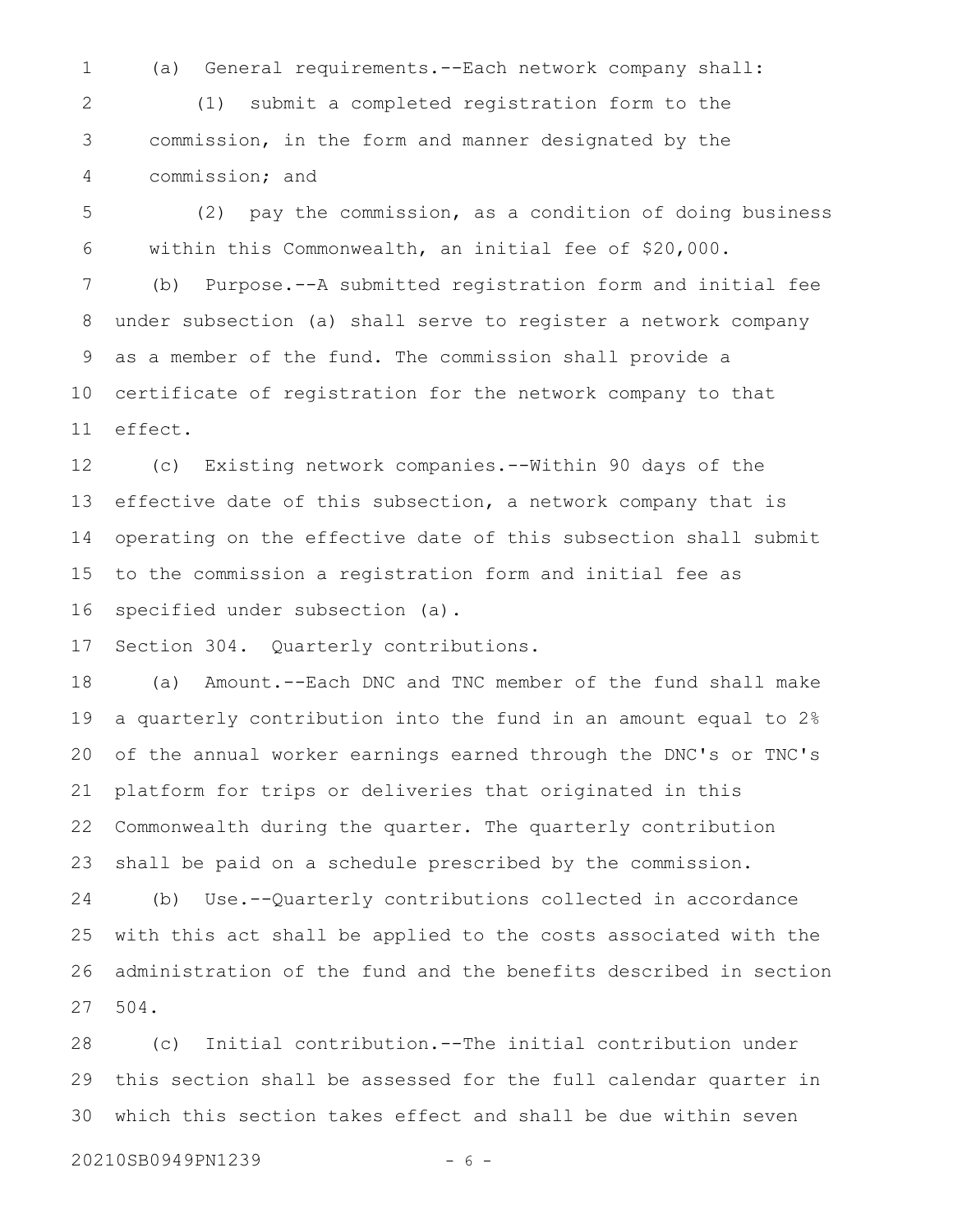(a) General requirements.--Each network company shall:

(1) submit a completed registration form to the commission, in the form and manner designated by the commission; and

(2) pay the commission, as a condition of doing business within this Commonwealth, an initial fee of $20,000.

(b) Purpose.--A submitted registration form and initial fee under subsection (a) shall serve to register a network company as a member of the fund. The commission shall provide a certificate of registration for the network company to that effect.

(c) Existing network companies.--Within 90 days of the effective date of this subsection, a network company that is operating on the effective date of this subsection shall submit to the commission a registration form and initial fee as specified under subsection (a).

Section 304. Quarterly contributions.

(a) Amount.--Each DNC and TNC member of the fund shall make a quarterly contribution into the fund in an amount equal to 2% of the annual worker earnings earned through the DNC's or TNC's platform for trips or deliveries that originated in this Commonwealth during the quarter. The quarterly contribution shall be paid on a schedule prescribed by the commission.

(b) Use.--Quarterly contributions collected in accordance with this act shall be applied to the costs associated with the administration of the fund and the benefits described in section 504.

(c) Initial contribution.--The initial contribution under this section shall be assessed for the full calendar quarter in which this section takes effect and shall be due within seven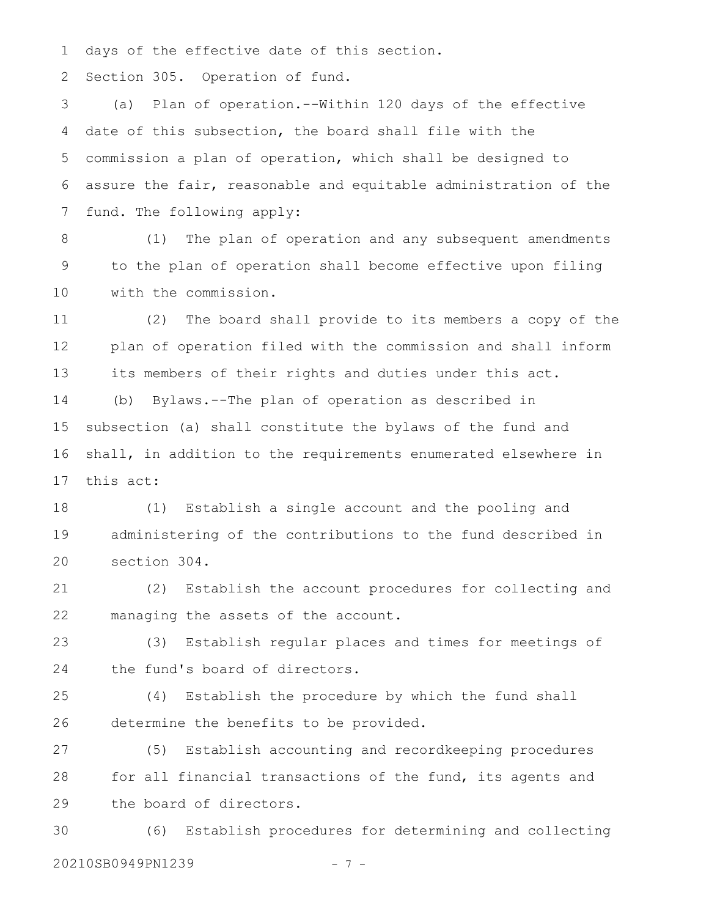days of the effective date of this section.

Section 305. Operation of fund.

(a) Plan of operation.--Within 120 days of the effective date of this subsection, the board shall file with the commission a plan of operation, which shall be designed to assure the fair, reasonable and equitable administration of the fund. The following apply:

(1) The plan of operation and any subsequent amendments to the plan of operation shall become effective upon filing with the commission.

(2) The board shall provide to its members a copy of the plan of operation filed with the commission and shall inform its members of their rights and duties under this act.

(b) Bylaws.--The plan of operation as described in subsection (a) shall constitute the bylaws of the fund and shall, in addition to the requirements enumerated elsewhere in this act:

(1) Establish a single account and the pooling and administering of the contributions to the fund described in section 304.

(2) Establish the account procedures for collecting and managing the assets of the account.

(3) Establish regular places and times for meetings of the fund's board of directors.

(4) Establish the procedure by which the fund shall determine the benefits to be provided.

(5) Establish accounting and recordkeeping procedures for all financial transactions of the fund, its agents and the board of directors.

(6) Establish procedures for determining and collecting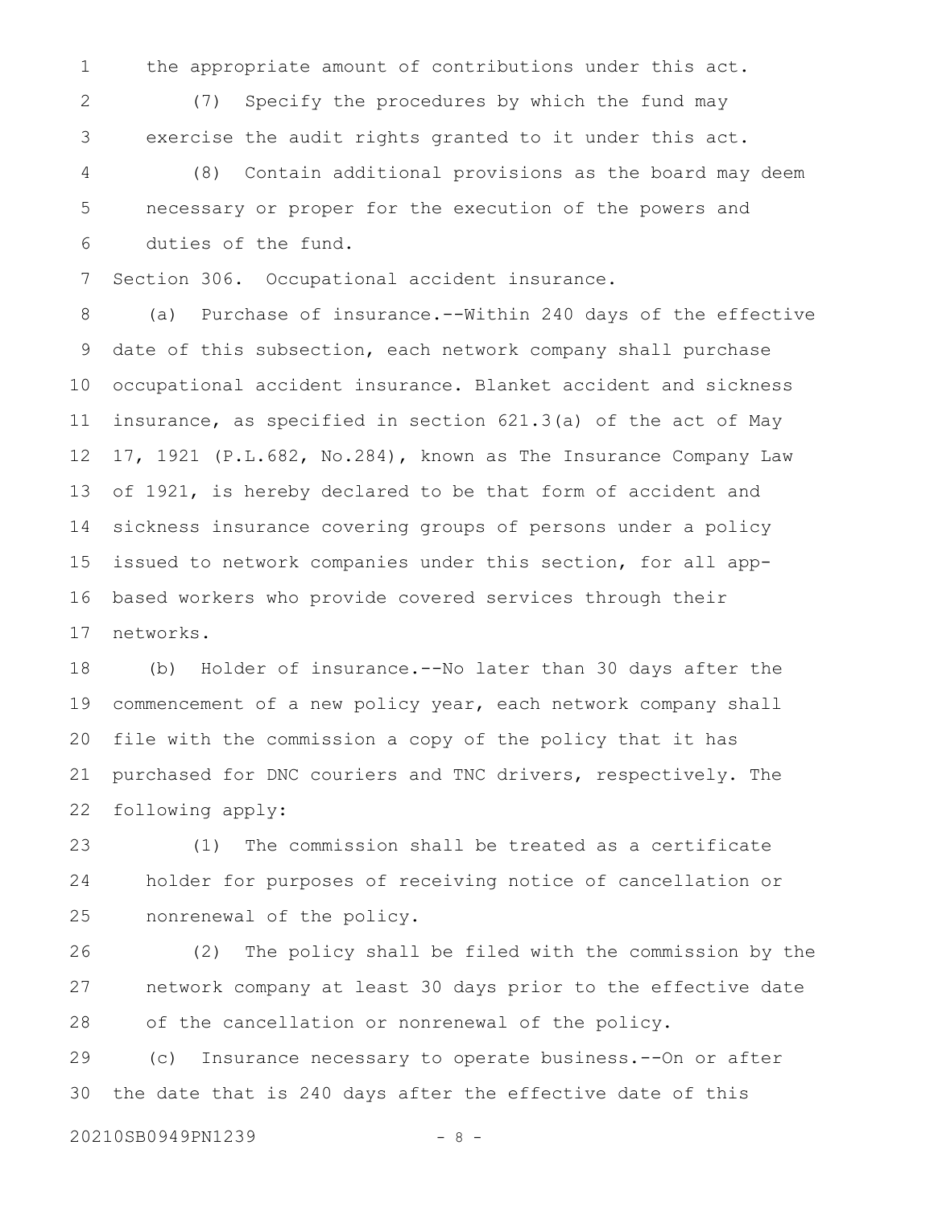the appropriate amount of contributions under this act.

(7) Specify the procedures by which the fund may exercise the audit rights granted to it under this act.

(8) Contain additional provisions as the board may deem necessary or proper for the execution of the powers and duties of the fund.

Section 306. Occupational accident insurance.

(a) Purchase of insurance.--Within 240 days of the effective date of this subsection, each network company shall purchase occupational accident insurance. Blanket accident and sickness insurance, as specified in section 621.3(a) of the act of May 17, 1921 (P.L.682, No.284), known as The Insurance Company Law of 1921, is hereby declared to be that form of accident and sickness insurance covering groups of persons under a policy issued to network companies under this section, for all app-based workers who provide covered services through their networks.

(b) Holder of insurance.--No later than 30 days after the commencement of a new policy year, each network company shall file with the commission a copy of the policy that it has purchased for DNC couriers and TNC drivers, respectively. The following apply:

(1) The commission shall be treated as a certificate holder for purposes of receiving notice of cancellation or nonrenewal of the policy.

(2) The policy shall be filed with the commission by the network company at least 30 days prior to the effective date of the cancellation or nonrenewal of the policy.

(c) Insurance necessary to operate business.--On or after the date that is 240 days after the effective date of this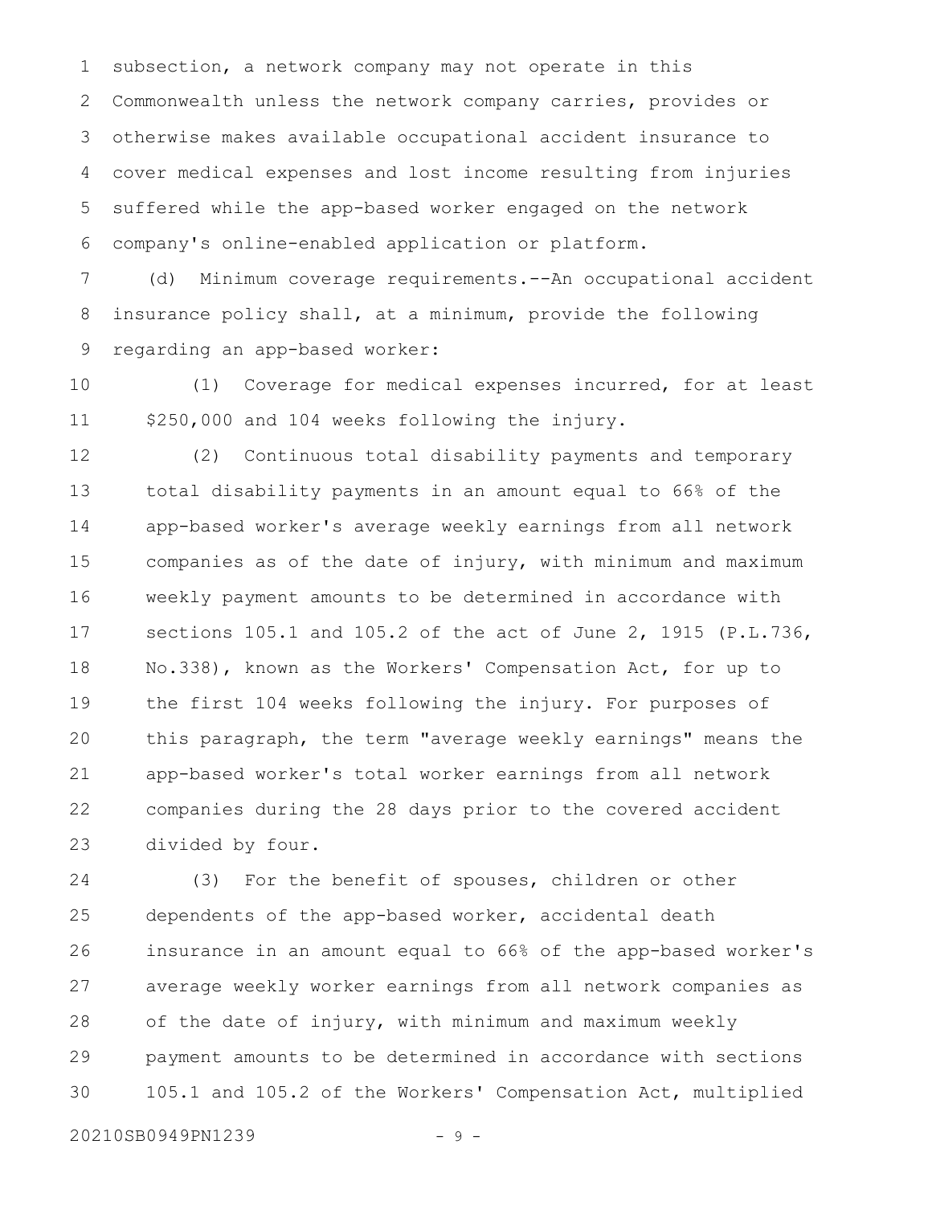subsection, a network company may not operate in this Commonwealth unless the network company carries, provides or otherwise makes available occupational accident insurance to cover medical expenses and lost income resulting from injuries suffered while the app-based worker engaged on the network company's online-enabled application or platform.

(d) Minimum coverage requirements.--An occupational accident insurance policy shall, at a minimum, provide the following regarding an app-based worker:

(1) Coverage for medical expenses incurred, for at least $250,000 and 104 weeks following the injury.

(2) Continuous total disability payments and temporary total disability payments in an amount equal to 66% of the app-based worker's average weekly earnings from all network companies as of the date of injury, with minimum and maximum weekly payment amounts to be determined in accordance with sections 105.1 and 105.2 of the act of June 2, 1915 (P.L.736, No.338), known as the Workers' Compensation Act, for up to the first 104 weeks following the injury. For purposes of this paragraph, the term "average weekly earnings" means the app-based worker's total worker earnings from all network companies during the 28 days prior to the covered accident divided by four.

(3) For the benefit of spouses, children or other dependents of the app-based worker, accidental death insurance in an amount equal to 66% of the app-based worker's average weekly worker earnings from all network companies as of the date of injury, with minimum and maximum weekly payment amounts to be determined in accordance with sections 105.1 and 105.2 of the Workers' Compensation Act, multiplied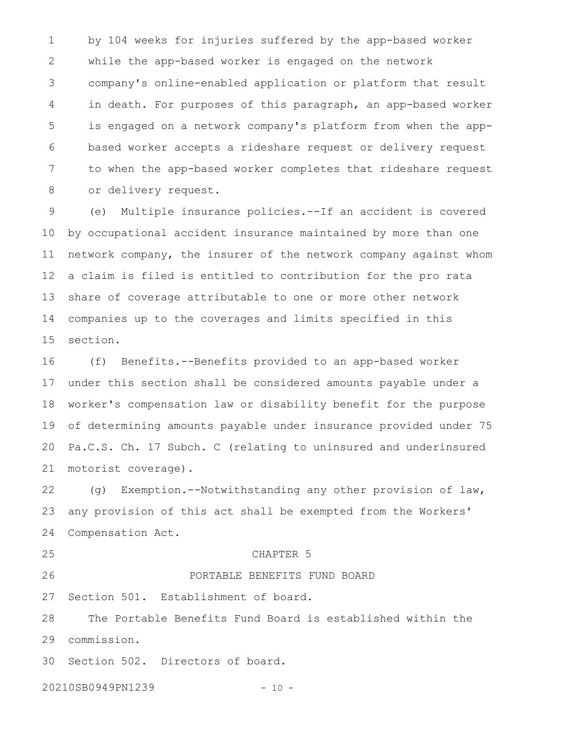by 104 weeks for injuries suffered by the app-based worker while the app-based worker is engaged on the network company's online-enabled application or platform that result in death. For purposes of this paragraph, an app-based worker is engaged on a network company's platform from when the app-based worker accepts a rideshare request or delivery request to when the app-based worker completes that rideshare request or delivery request.

(e) Multiple insurance policies.--If an accident is covered by occupational accident insurance maintained by more than one network company, the insurer of the network company against whom a claim is filed is entitled to contribution for the pro rata share of coverage attributable to one or more other network companies up to the coverages and limits specified in this section.

(f) Benefits.--Benefits provided to an app-based worker under this section shall be considered amounts payable under a worker's compensation law or disability benefit for the purpose of determining amounts payable under insurance provided under 75 Pa.C.S. Ch. 17 Subch. C (relating to uninsured and underinsured motorist coverage).

(g) Exemption.--Notwithstanding any other provision of law, any provision of this act shall be exempted from the Workers' Compensation Act.

## CHAPTER 5

## PORTABLE BENEFITS FUND BOARD

Section 501. Establishment of board.

The Portable Benefits Fund Board is established within the commission.

Section 502. Directors of board.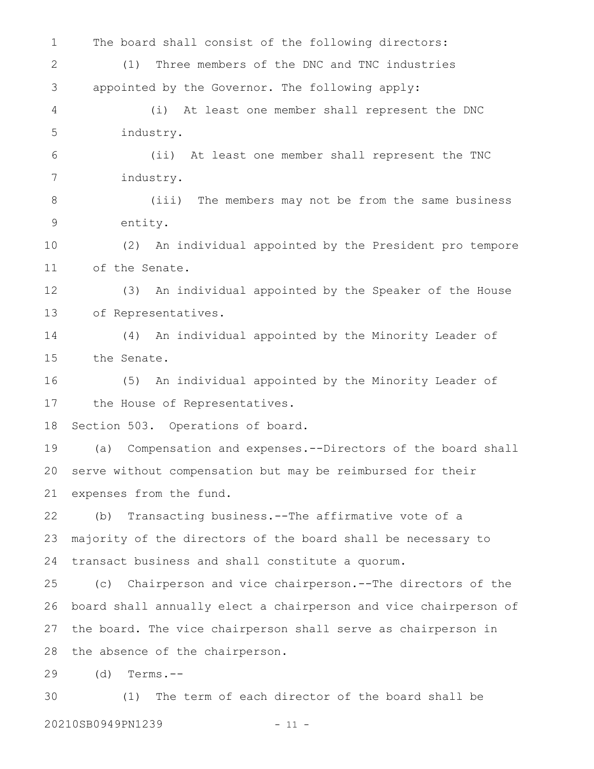The board shall consist of the following directors:

(1) Three members of the DNC and TNC industries appointed by the Governor. The following apply:

(i) At least one member shall represent the DNC industry.

(ii) At least one member shall represent the TNC industry.

(iii) The members may not be from the same business entity.

(2) An individual appointed by the President pro tempore of the Senate.

(3) An individual appointed by the Speaker of the House of Representatives.

(4) An individual appointed by the Minority Leader of the Senate.

(5) An individual appointed by the Minority Leader of the House of Representatives.

Section 503. Operations of board.

(a) Compensation and expenses.--Directors of the board shall serve without compensation but may be reimbursed for their expenses from the fund.

(b) Transacting business.--The affirmative vote of a majority of the directors of the board shall be necessary to transact business and shall constitute a quorum.

(c) Chairperson and vice chairperson.--The directors of the board shall annually elect a chairperson and vice chairperson of the board. The vice chairperson shall serve as chairperson in the absence of the chairperson.

(d) Terms.--

(1) The term of each director of the board shall be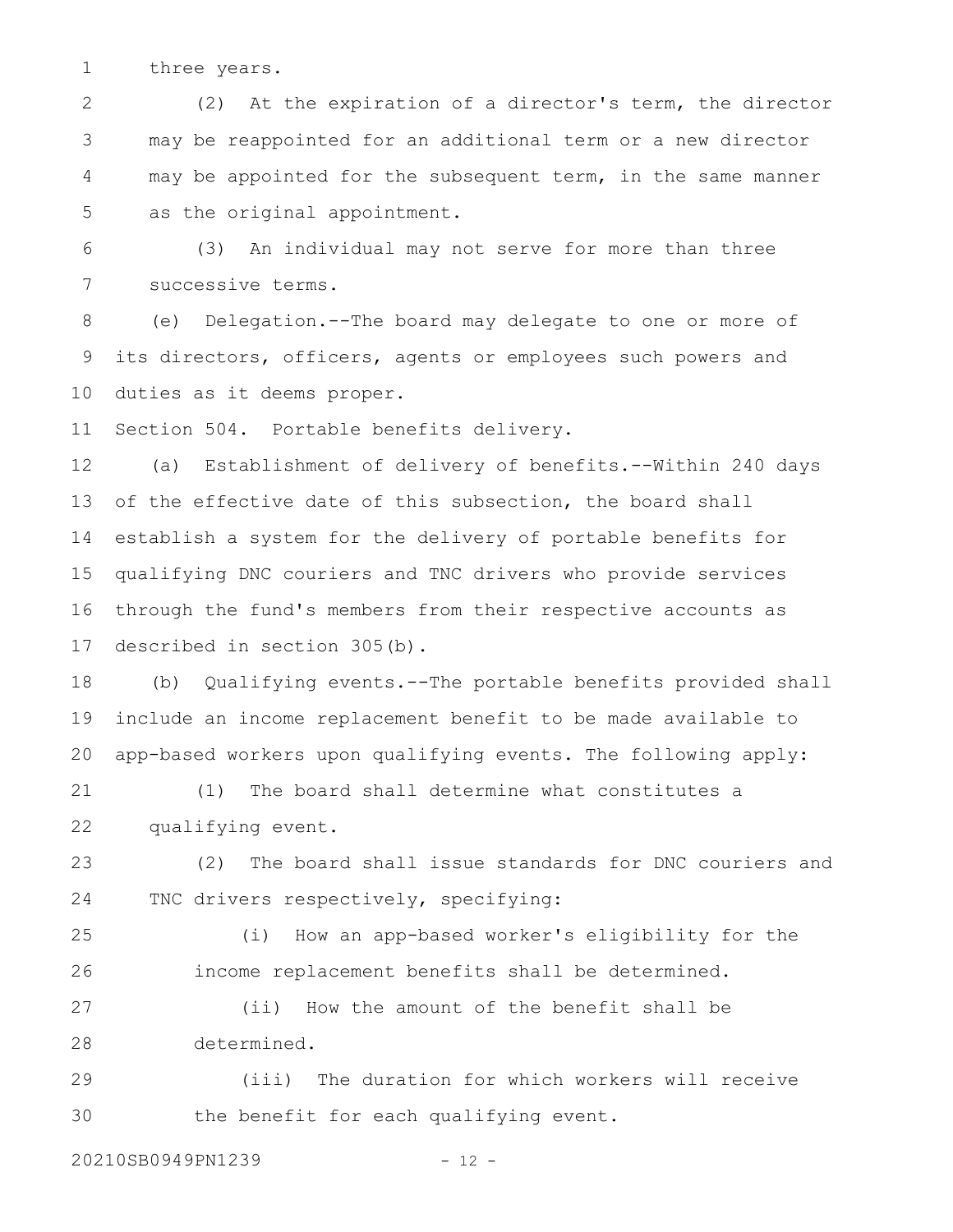three years.

(2) At the expiration of a director's term, the director may be reappointed for an additional term or a new director may be appointed for the subsequent term, in the same manner as the original appointment.

(3) An individual may not serve for more than three successive terms.

(e) Delegation.--The board may delegate to one or more of its directors, officers, agents or employees such powers and duties as it deems proper.

Section 504. Portable benefits delivery.

(a) Establishment of delivery of benefits.--Within 240 days of the effective date of this subsection, the board shall establish a system for the delivery of portable benefits for qualifying DNC couriers and TNC drivers who provide services through the fund's members from their respective accounts as described in section 305(b).

(b) Qualifying events.--The portable benefits provided shall include an income replacement benefit to be made available to app-based workers upon qualifying events. The following apply:

(1) The board shall determine what constitutes a qualifying event.

(2) The board shall issue standards for DNC couriers and TNC drivers respectively, specifying:

(i) How an app-based worker's eligibility for the income replacement benefits shall be determined.

(ii) How the amount of the benefit shall be determined.

(iii) The duration for which workers will receive the benefit for each qualifying event.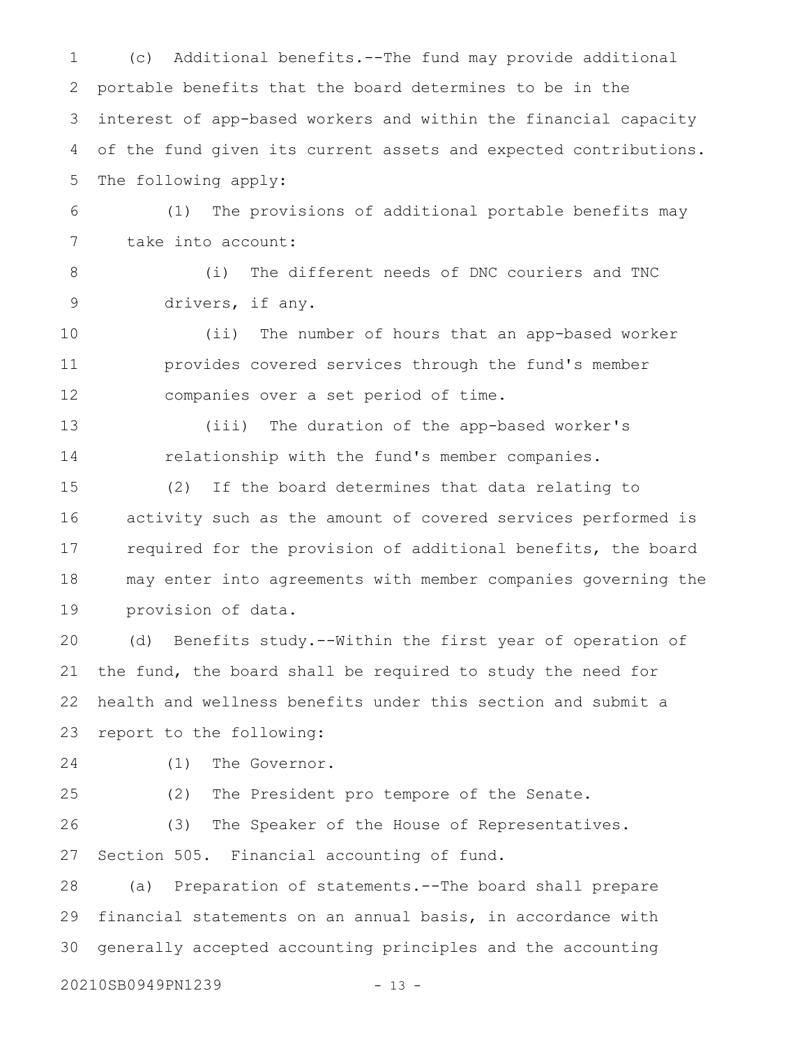(c) Additional benefits.--The fund may provide additional portable benefits that the board determines to be in the interest of app-based workers and within the financial capacity of the fund given its current assets and expected contributions. The following apply:

(1) The provisions of additional portable benefits may take into account:

(i) The different needs of DNC couriers and TNC drivers, if any.

(ii) The number of hours that an app-based worker provides covered services through the fund's member companies over a set period of time.

(iii) The duration of the app-based worker's relationship with the fund's member companies.

(2) If the board determines that data relating to activity such as the amount of covered services performed is required for the provision of additional benefits, the board may enter into agreements with member companies governing the provision of data.

(d) Benefits study.--Within the first year of operation of the fund, the board shall be required to study the need for health and wellness benefits under this section and submit a report to the following:

(1) The Governor.

(2) The President pro tempore of the Senate.

(3) The Speaker of the House of Representatives.

Section 505. Financial accounting of fund.

(a) Preparation of statements.--The board shall prepare financial statements on an annual basis, in accordance with generally accepted accounting principles and the accounting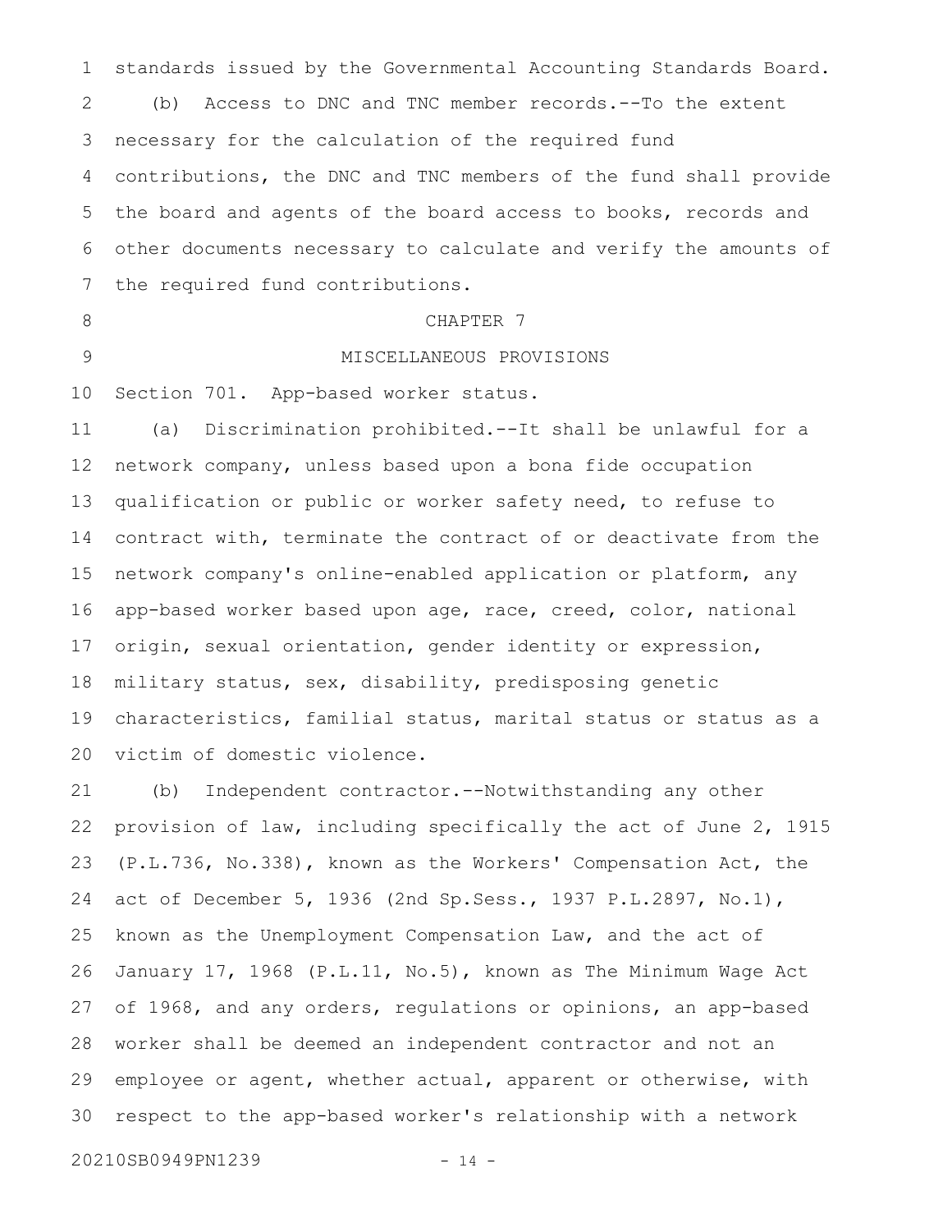standards issued by the Governmental Accounting Standards Board.

(b) Access to DNC and TNC member records.--To the extent necessary for the calculation of the required fund contributions, the DNC and TNC members of the fund shall provide the board and agents of the board access to books, records and other documents necessary to calculate and verify the amounts of the required fund contributions.

## CHAPTER 7

## MISCELLANEOUS PROVISIONS

Section 701. App-based worker status.

(a) Discrimination prohibited.--It shall be unlawful for a network company, unless based upon a bona fide occupation qualification or public or worker safety need, to refuse to contract with, terminate the contract of or deactivate from the network company's online-enabled application or platform, any app-based worker based upon age, race, creed, color, national origin, sexual orientation, gender identity or expression, military status, sex, disability, predisposing genetic characteristics, familial status, marital status or status as a victim of domestic violence.

(b) Independent contractor.--Notwithstanding any other provision of law, including specifically the act of June 2, 1915 (P.L.736, No.338), known as the Workers' Compensation Act, the act of December 5, 1936 (2nd Sp.Sess., 1937 P.L.2897, No.1), known as the Unemployment Compensation Law, and the act of January 17, 1968 (P.L.11, No.5), known as The Minimum Wage Act of 1968, and any orders, regulations or opinions, an app-based worker shall be deemed an independent contractor and not an employee or agent, whether actual, apparent or otherwise, with respect to the app-based worker's relationship with a network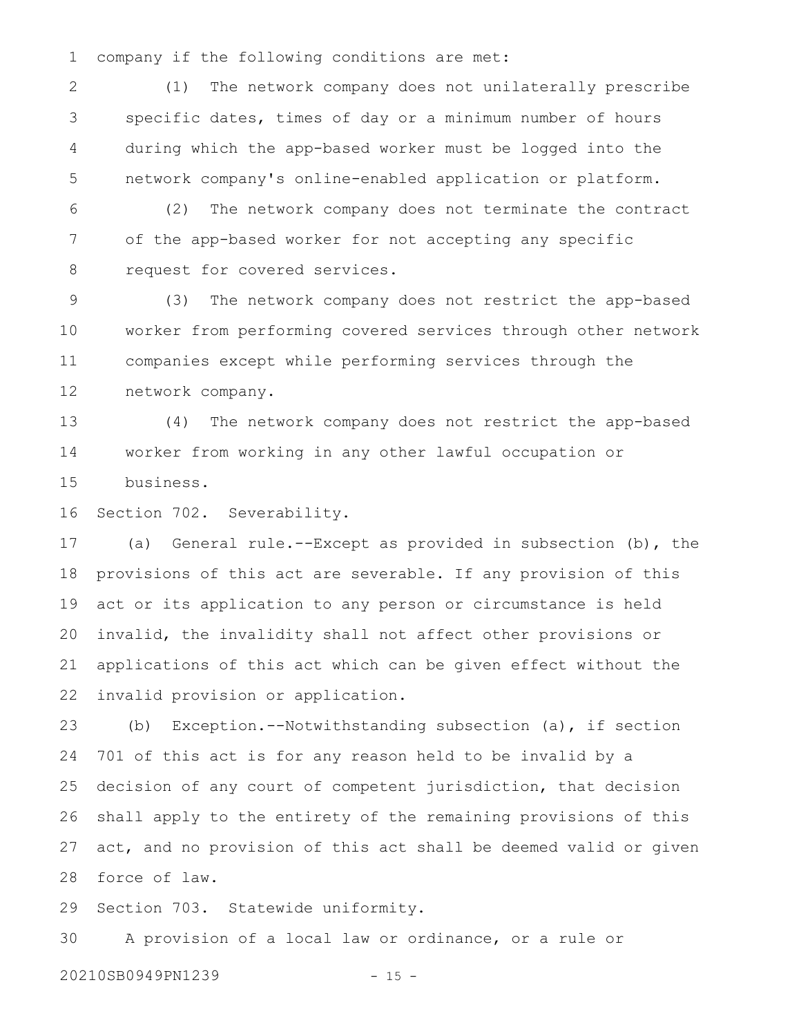company if the following conditions are met:

(1) The network company does not unilaterally prescribe specific dates, times of day or a minimum number of hours during which the app-based worker must be logged into the network company's online-enabled application or platform.

(2) The network company does not terminate the contract of the app-based worker for not accepting any specific request for covered services.

(3) The network company does not restrict the app-based worker from performing covered services through other network companies except while performing services through the network company.

(4) The network company does not restrict the app-based worker from working in any other lawful occupation or business.

Section 702. Severability.

(a) General rule.--Except as provided in subsection (b), the provisions of this act are severable. If any provision of this act or its application to any person or circumstance is held invalid, the invalidity shall not affect other provisions or applications of this act which can be given effect without the invalid provision or application.

(b) Exception.--Notwithstanding subsection (a), if section 701 of this act is for any reason held to be invalid by a decision of any court of competent jurisdiction, that decision shall apply to the entirety of the remaining provisions of this act, and no provision of this act shall be deemed valid or given force of law.

Section 703. Statewide uniformity.

A provision of a local law or ordinance, or a rule or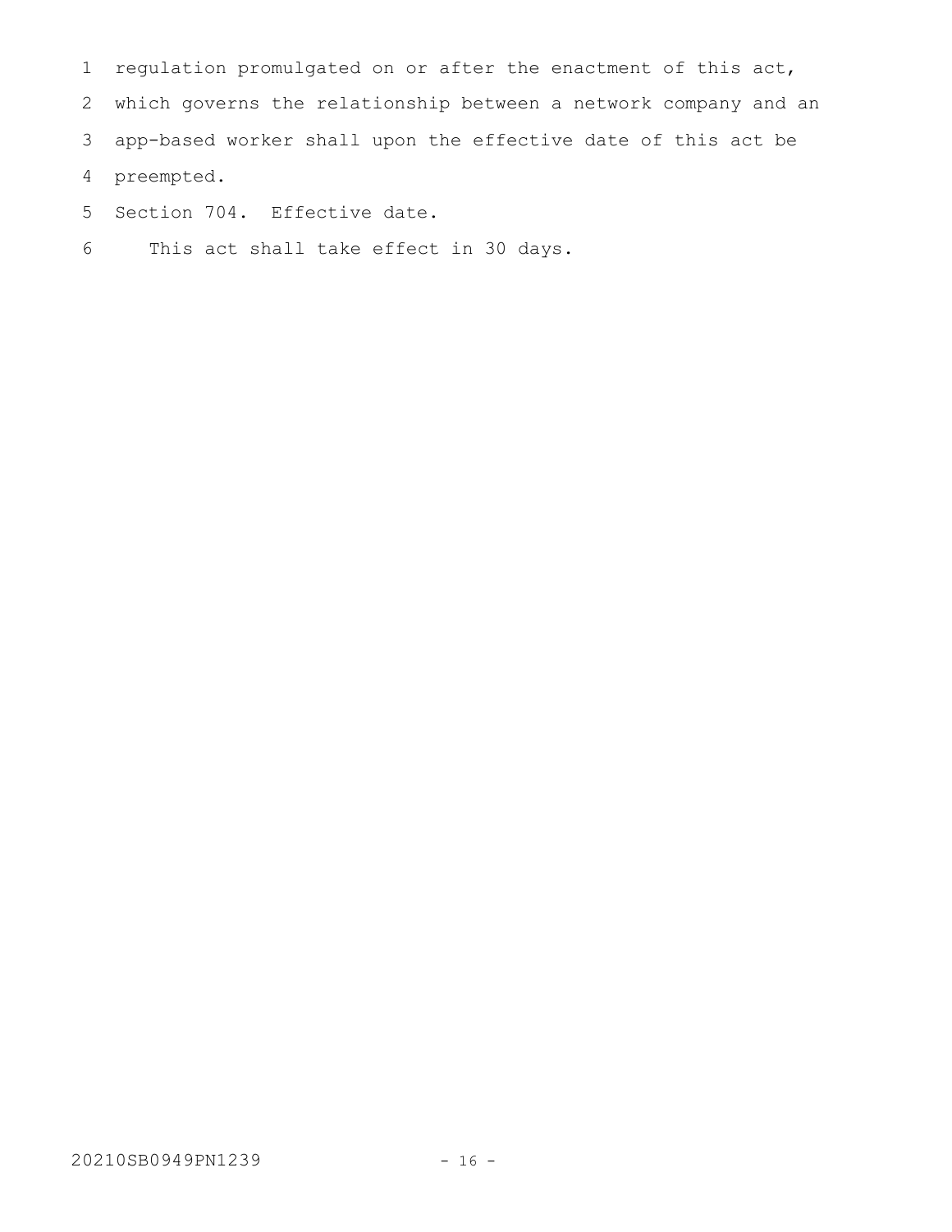regulation promulgated on or after the enactment of this act, which governs the relationship between a network company and an app-based worker shall upon the effective date of this act be preempted.

Section 704. Effective date.

This act shall take effect in 30 days.